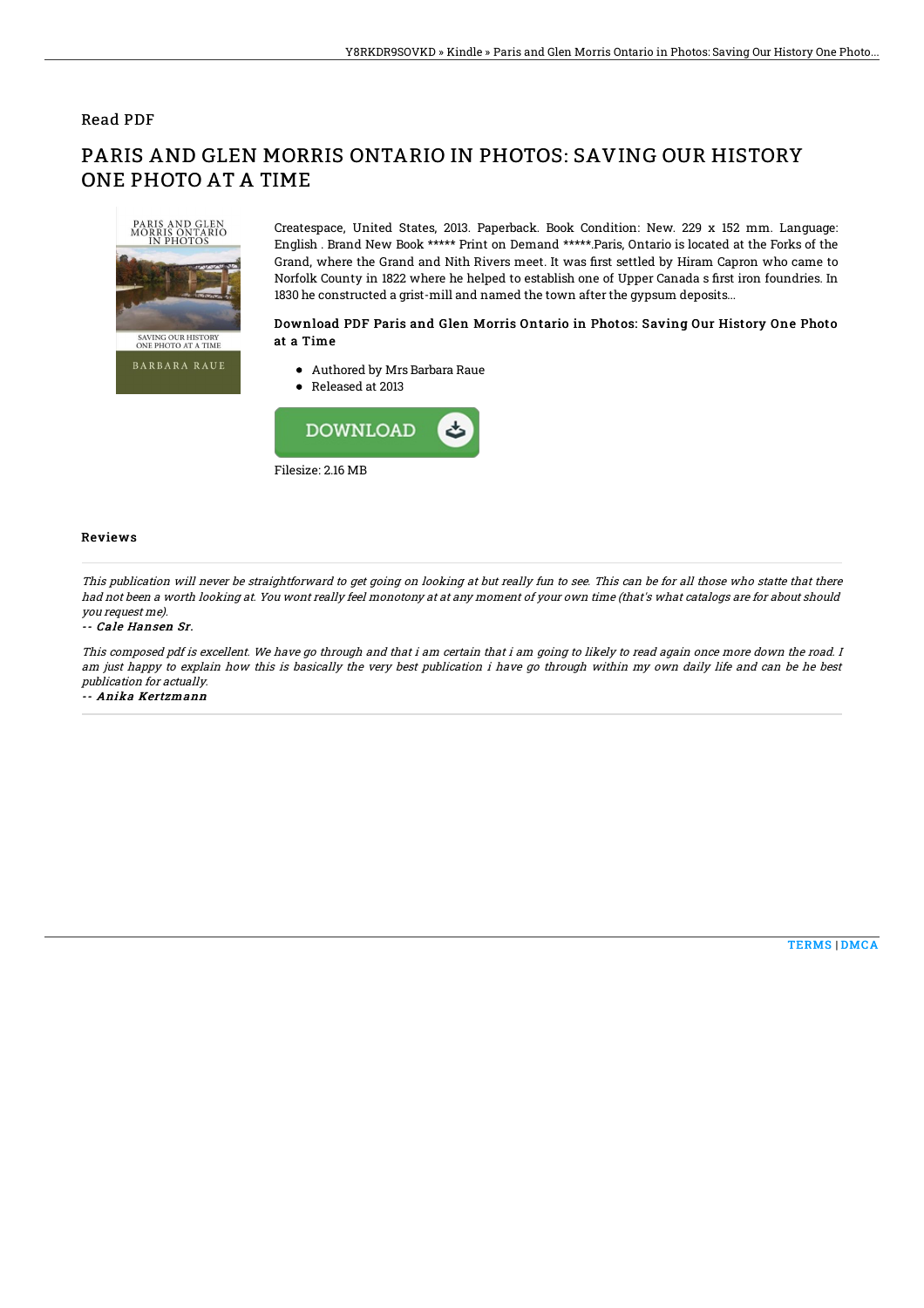Read PDF

# PARIS AND GLEN MORRIS ONTARIO IN PHOTOS: SAVING OUR HISTORY ONE PHOTO AT A TIME

Createspace, United States, 2013. Paperback. Book Condition: New. 229 x 152 mm. Language: English . Brand New Book ***** Print on Demand *****.Paris, Ontario is located at the Forks of the Grand, where the Grand and Nith Rivers meet. It was first settled by Hiram Capron who came to Norfolk County in 1822 where he helped to establish one of Upper Canada s first iron foundries. In 1830 he constructed a grist-mill and named the town after the gypsum deposits...

### Download PDF Paris and Glen Morris Ontario in Photos: Saving Our History One Photo at a Time

- Authored by Mrs Barbara Raue
- Released at 2013

DOWNLOAD

Filesize: 2.16 MB

## Reviews

*This publication will never be straightforward to get going on looking at but really fun to see. This can be for all those who statte that there had not been a worth looking at. You wont really feel monotony at at any moment of your own time (that's what catalogs are for about should you request me).*

-- *Cale Hansen Sr.*

*This composed pdf is excellent. We have go through and that i am certain that i am going to likely to read again once more down the road. I am just happy to explain how this is basically the very best publication i have go through within my own daily life and can be he best publication for actually.*

-- *Anika Kertzmann*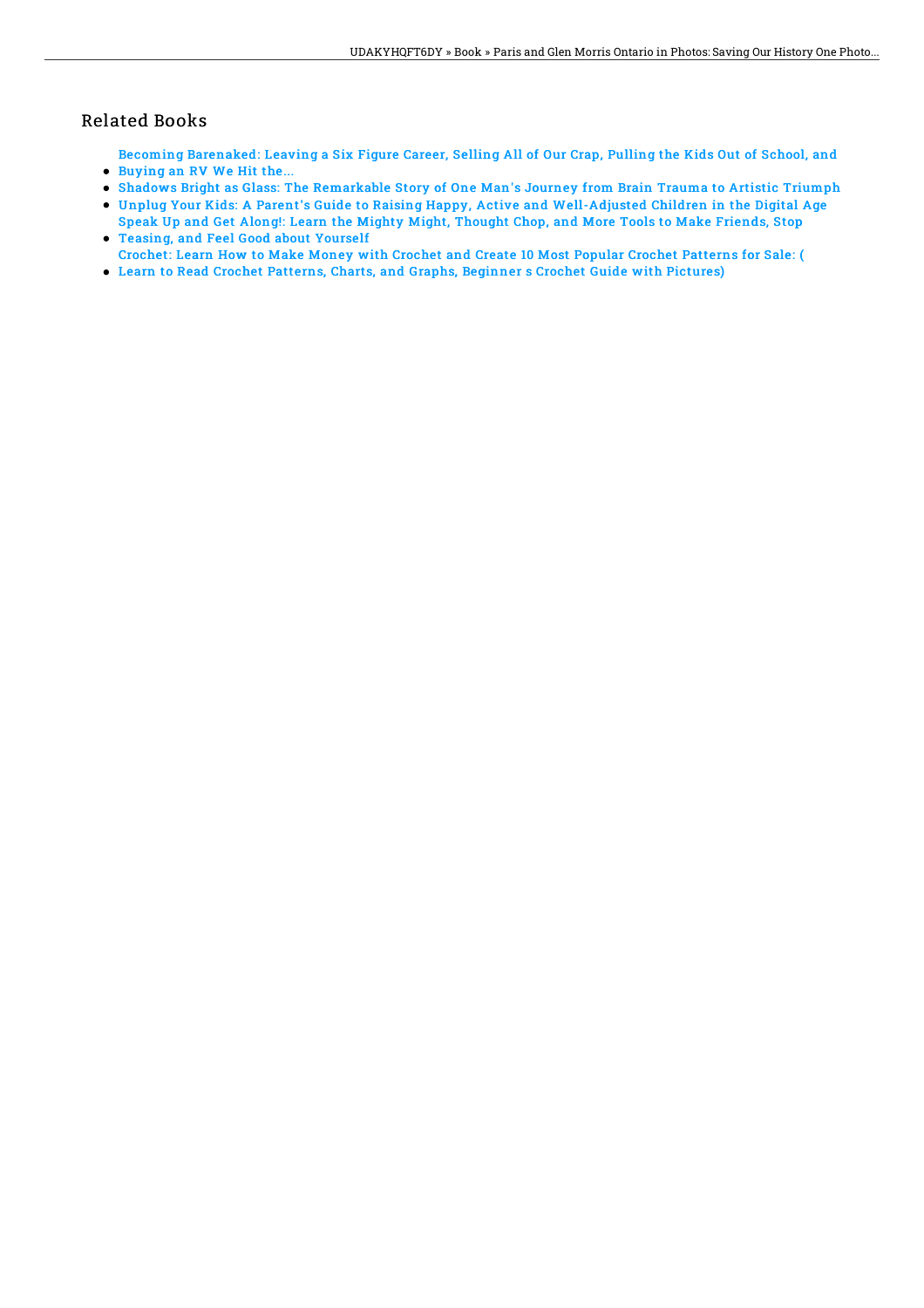## Related Books

- Becoming Barenaked: Leaving a Six Figure Career, Selling All of Our Crap, Pulling the Kids Out of School, and Buying an RV We Hit the...
- Shadows Bright as Glass: The Remarkable Story of One Man's Journey from Brain Trauma to Artistic Triumph
- Unplug Your Kids: A Parent's Guide to Raising Happy, Active and Well-Adjusted Children in the Digital Age
- Speak Up and Get Along!: Learn the Mighty Might, Thought Chop, and More Tools to Make Friends, Stop Teasing, and Feel Good about Yourself
- Crochet: Learn How to Make Money with Crochet and Create 10 Most Popular Crochet Patterns for Sale: ( Learn to Read Crochet Patterns, Charts, and Graphs, Beginner s Crochet Guide with Pictures)